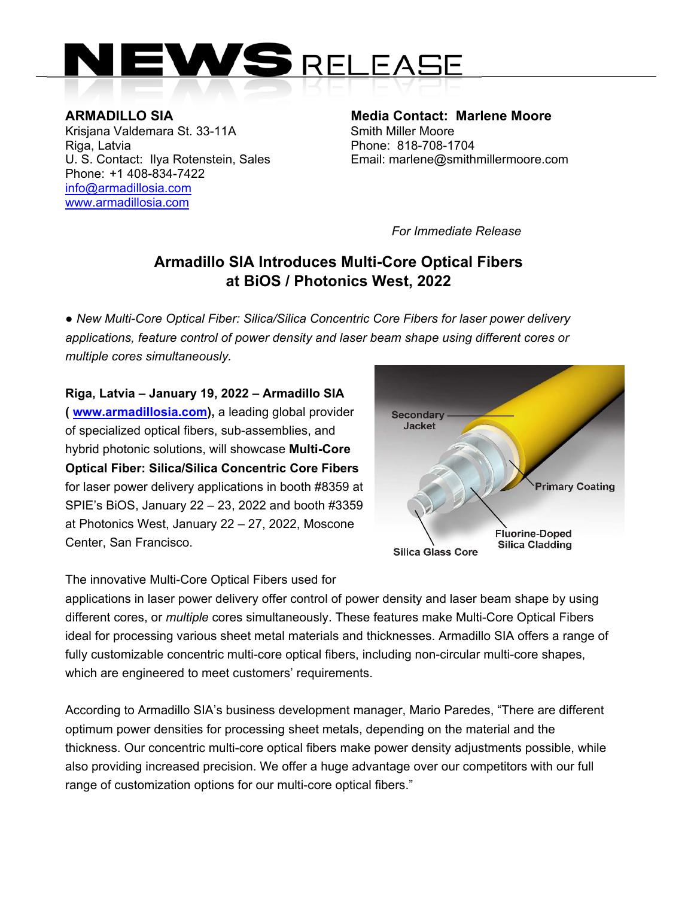# NEWS RELEASE

**ARMADILLO SIA**
Krisjana Valdemara St. 33-11A
Riga, Latvia
U. S. Contact: Ilya Rotenstein, Sales
Phone: +1 408-834-7422
info@armadillosia.com
www.armadillosia.com

**Media Contact: Marlene Moore**
Smith Miller Moore
Phone: 818-708-1704
Email: marlene@smithmillermoore.com

*For Immediate Release*

## Armadillo SIA Introduces Multi-Core Optical Fibers at BiOS / Photonics West, 2022

● *New Multi-Core Optical Fiber: Silica/Silica Concentric Core Fibers for laser power delivery applications, feature control of power density and laser beam shape using different cores or multiple cores simultaneously.*

**Riga, Latvia – January 19, 2022 – Armadillo SIA ( www.armadillosia.com),** a leading global provider of specialized optical fibers, sub-assemblies, and hybrid photonic solutions, will showcase **Multi-Core Optical Fiber: Silica/Silica Concentric Core Fibers** for laser power delivery applications in booth #8359 at SPIE's BiOS, January 22 – 23, 2022 and booth #3359 at Photonics West, January 22 – 27, 2022, Moscone Center, San Francisco.

The innovative Multi-Core Optical Fibers used for applications in laser power delivery offer control of power density and laser beam shape by using different cores, or *multiple* cores simultaneously. These features make Multi-Core Optical Fibers ideal for processing various sheet metal materials and thicknesses. Armadillo SIA offers a range of fully customizable concentric multi-core optical fibers, including non-circular multi-core shapes, which are engineered to meet customers' requirements.

According to Armadillo SIA's business development manager, Mario Paredes, "There are different optimum power densities for processing sheet metals, depending on the material and the thickness. Our concentric multi-core optical fibers make power density adjustments possible, while also providing increased precision. We offer a huge advantage over our competitors with our full range of customization options for our multi-core optical fibers."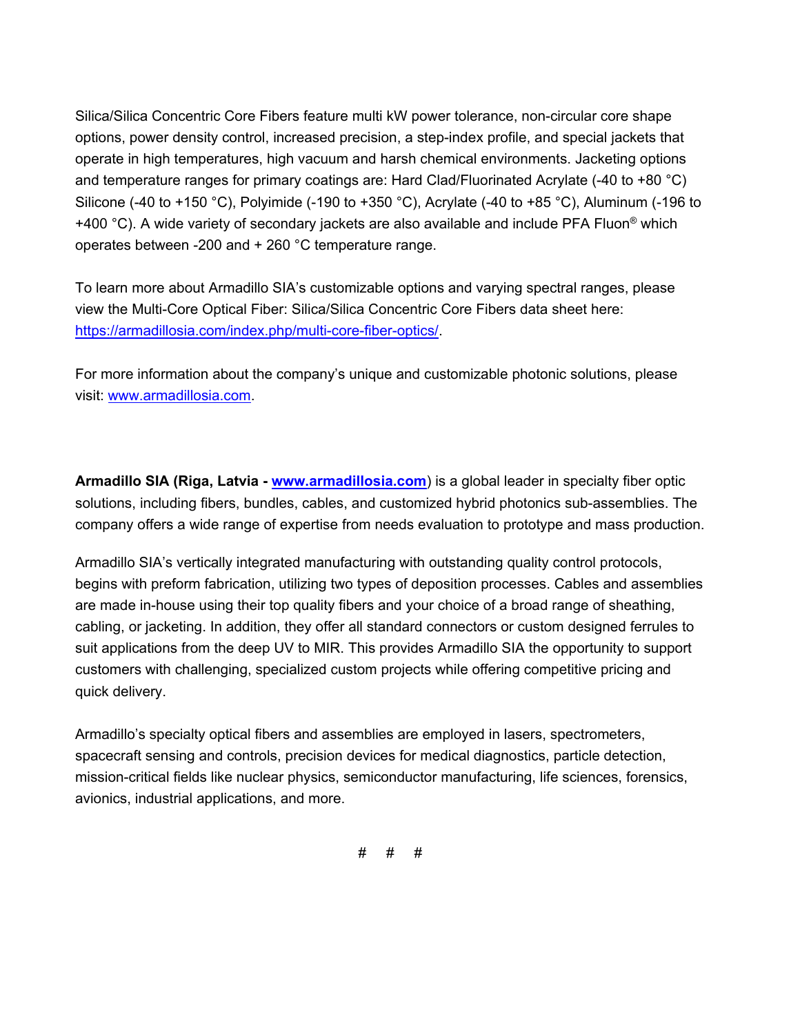Silica/Silica Concentric Core Fibers feature multi kW power tolerance, non-circular core shape options, power density control, increased precision, a step-index profile, and special jackets that operate in high temperatures, high vacuum and harsh chemical environments. Jacketing options and temperature ranges for primary coatings are: Hard Clad/Fluorinated Acrylate (-40 to +80 °C) Silicone (-40 to +150 °C), Polyimide (-190 to +350 °C), Acrylate (-40 to +85 °C), Aluminum (-196 to +400 °C). A wide variety of secondary jackets are also available and include PFA Fluon® which operates between -200 and + 260 °C temperature range.

To learn more about Armadillo SIA's customizable options and varying spectral ranges, please view the Multi-Core Optical Fiber: Silica/Silica Concentric Core Fibers data sheet here: https://armadillosia.com/index.php/multi-core-fiber-optics/.

For more information about the company's unique and customizable photonic solutions, please visit: www.armadillosia.com.

**Armadillo SIA (Riga, Latvia - www.armadillosia.com)** is a global leader in specialty fiber optic solutions, including fibers, bundles, cables, and customized hybrid photonics sub-assemblies. The company offers a wide range of expertise from needs evaluation to prototype and mass production.

Armadillo SIA's vertically integrated manufacturing with outstanding quality control protocols, begins with preform fabrication, utilizing two types of deposition processes. Cables and assemblies are made in-house using their top quality fibers and your choice of a broad range of sheathing, cabling, or jacketing. In addition, they offer all standard connectors or custom designed ferrules to suit applications from the deep UV to MIR. This provides Armadillo SIA the opportunity to support customers with challenging, specialized custom projects while offering competitive pricing and quick delivery.

Armadillo's specialty optical fibers and assemblies are employed in lasers, spectrometers, spacecraft sensing and controls, precision devices for medical diagnostics, particle detection, mission-critical fields like nuclear physics, semiconductor manufacturing, life sciences, forensics, avionics, industrial applications, and more.

# # #